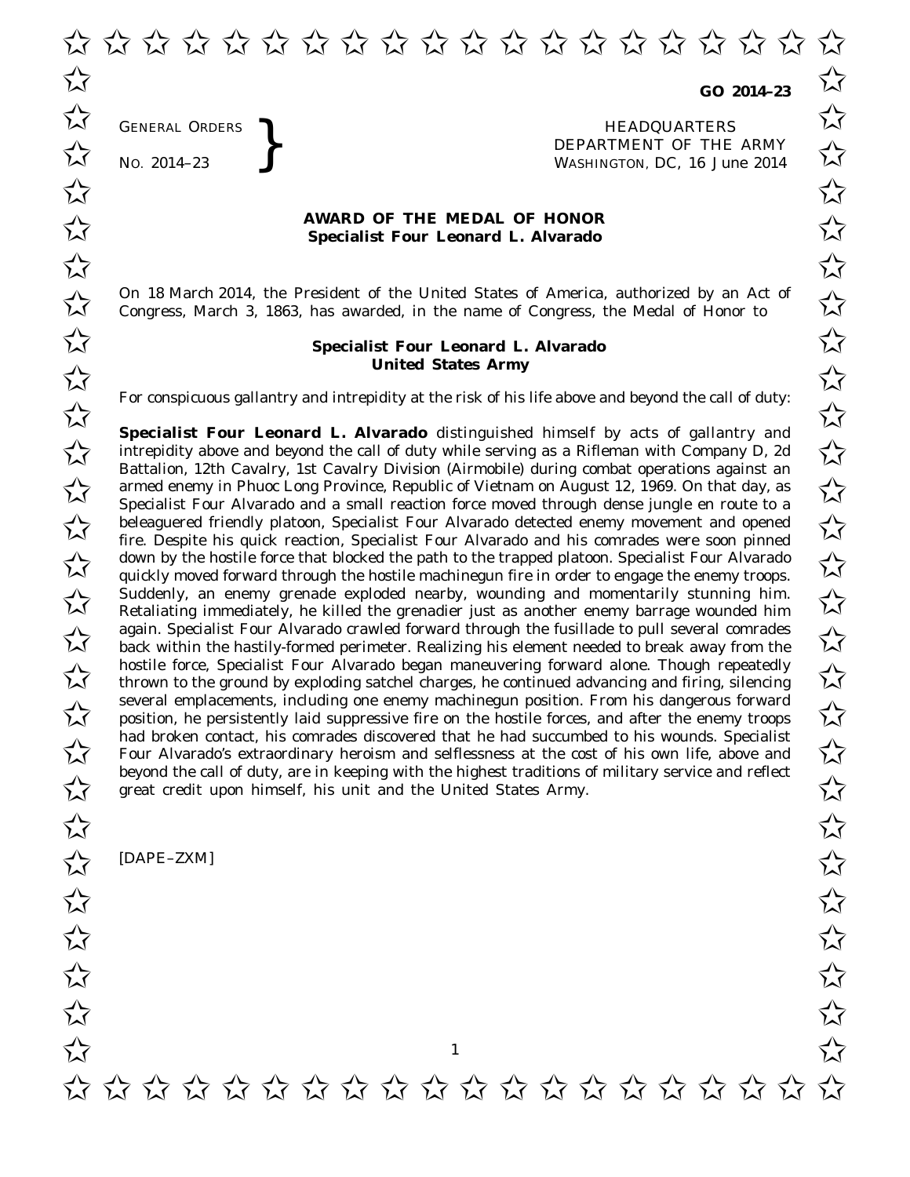**GO 2014–23**

GENERAL ORDERS
No. 2014–23

HEADQUARTERS
DEPARTMENT OF THE ARMY
WASHINGTON, DC, 16 June 2014

## AWARD OF THE MEDAL OF HONOR
### Specialist Four Leonard L. Alvarado

On 18 March 2014, the President of the United States of America, authorized by an Act of Congress, March 3, 1863, has awarded, in the name of Congress, the Medal of Honor to

**Specialist Four Leonard L. Alvarado**
**United States Army**

For conspicuous gallantry and intrepidity at the risk of his life above and beyond the call of duty:

**Specialist Four Leonard L. Alvarado** distinguished himself by acts of gallantry and intrepidity above and beyond the call of duty while serving as a Rifleman with Company D, 2d Battalion, 12th Cavalry, 1st Cavalry Division (Airmobile) during combat operations against an armed enemy in Phuoc Long Province, Republic of Vietnam on August 12, 1969. On that day, as Specialist Four Alvarado and a small reaction force moved through dense jungle en route to a beleaguered friendly platoon, Specialist Four Alvarado detected enemy movement and opened fire. Despite his quick reaction, Specialist Four Alvarado and his comrades were soon pinned down by the hostile force that blocked the path to the trapped platoon. Specialist Four Alvarado quickly moved forward through the hostile machinegun fire in order to engage the enemy troops. Suddenly, an enemy grenade exploded nearby, wounding and momentarily stunning him. Retaliating immediately, he killed the grenadier just as another enemy barrage wounded him again. Specialist Four Alvarado crawled forward through the fusillade to pull several comrades back within the hastily-formed perimeter. Realizing his element needed to break away from the hostile force, Specialist Four Alvarado began maneuvering forward alone. Though repeatedly thrown to the ground by exploding satchel charges, he continued advancing and firing, silencing several emplacements, including one enemy machinegun position. From his dangerous forward position, he persistently laid suppressive fire on the hostile forces, and after the enemy troops had broken contact, his comrades discovered that he had succumbed to his wounds. Specialist Four Alvarado's extraordinary heroism and selflessness at the cost of his own life, above and beyond the call of duty, are in keeping with the highest traditions of military service and reflect great credit upon himself, his unit and the United States Army.

[DAPE–ZXM]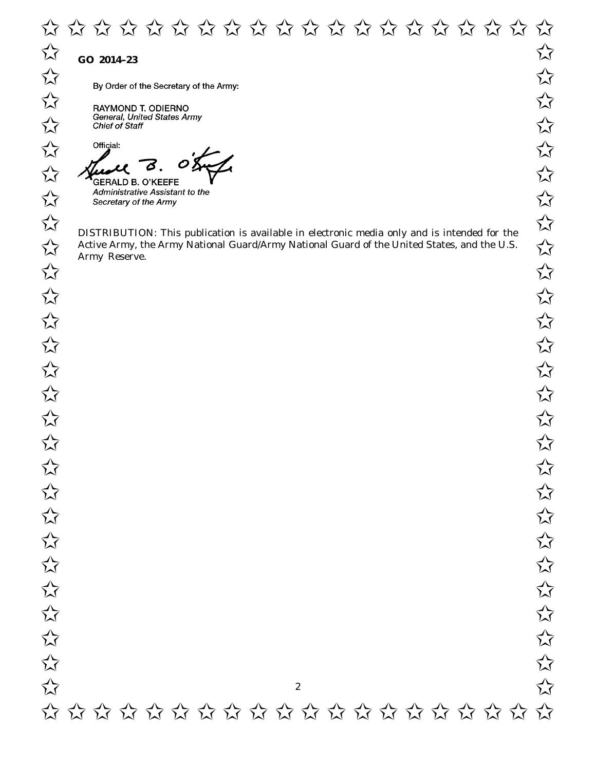**GO 2014–23**

By Order of the Secretary of the Army:

RAYMOND T. ODIERNO
*General, United States Army*
*Chief of Staff*

Official:

GERALD B. O'KEEFE
*Administrative Assistant to the*
*Secretary of the Army*

DISTRIBUTION: This publication is available in electronic media only and is intended for the Active Army, the Army National Guard/Army National Guard of the United States, and the U.S. Army Reserve.